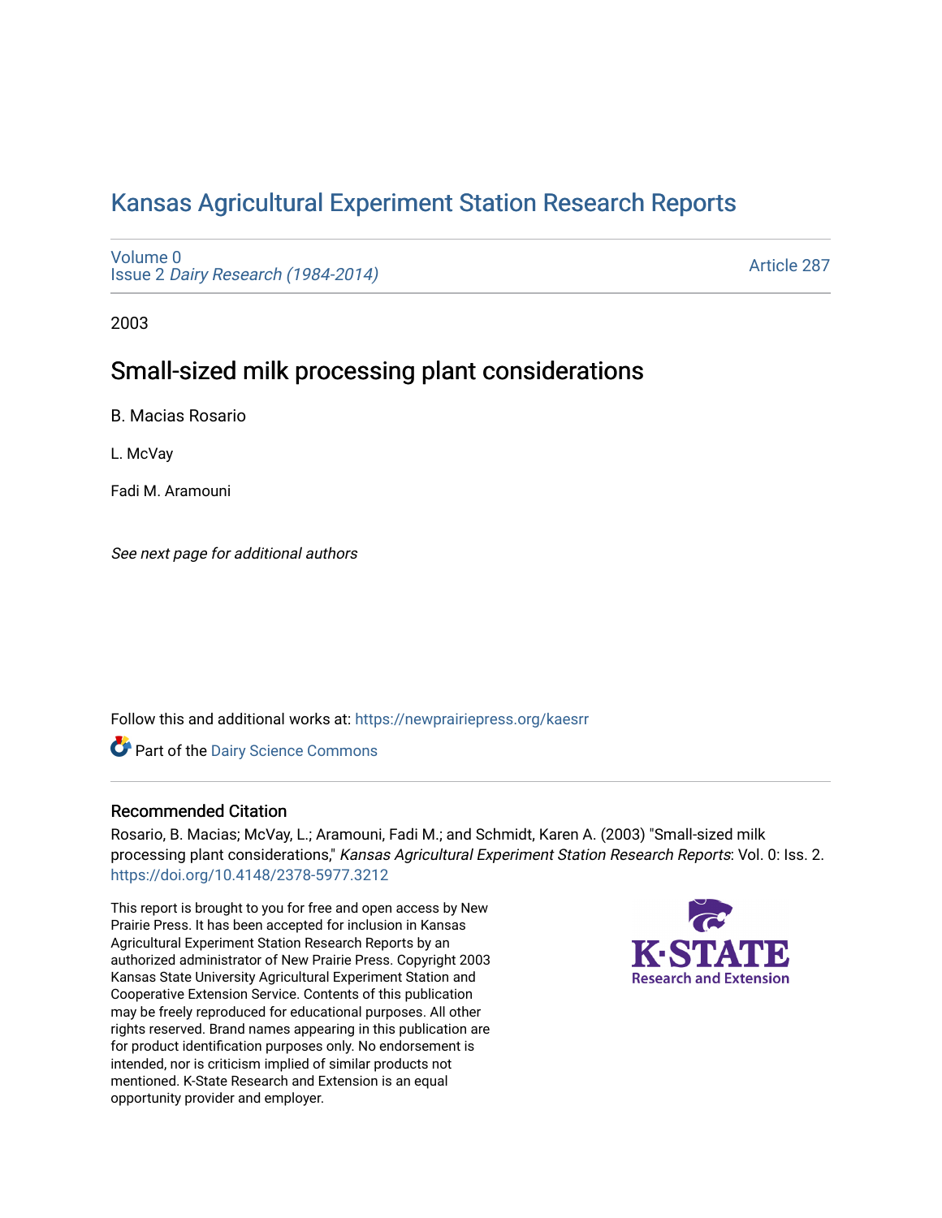# Kansas Agricultural Experiment Station Research Reports

Volume 0
Issue 2 *Dairy Research (1984-2014)*

Article 287

2003

## Small-sized milk processing plant considerations

B. Macias Rosario

L. McVay

Fadi M. Aramouni

*See next page for additional authors*

Follow this and additional works at: https://newprairiepress.org/kaesrr

Part of the Dairy Science Commons

### Recommended Citation

Rosario, B. Macias; McVay, L.; Aramouni, Fadi M.; and Schmidt, Karen A. (2003) "Small-sized milk processing plant considerations," *Kansas Agricultural Experiment Station Research Reports*: Vol. 0: Iss. 2. https://doi.org/10.4148/2378-5977.3212

This report is brought to you for free and open access by New Prairie Press. It has been accepted for inclusion in Kansas Agricultural Experiment Station Research Reports by an authorized administrator of New Prairie Press. Copyright 2003 Kansas State University Agricultural Experiment Station and Cooperative Extension Service. Contents of this publication may be freely reproduced for educational purposes. All other rights reserved. Brand names appearing in this publication are for product identification purposes only. No endorsement is intended, nor is criticism implied of similar products not mentioned. K-State Research and Extension is an equal opportunity provider and employer.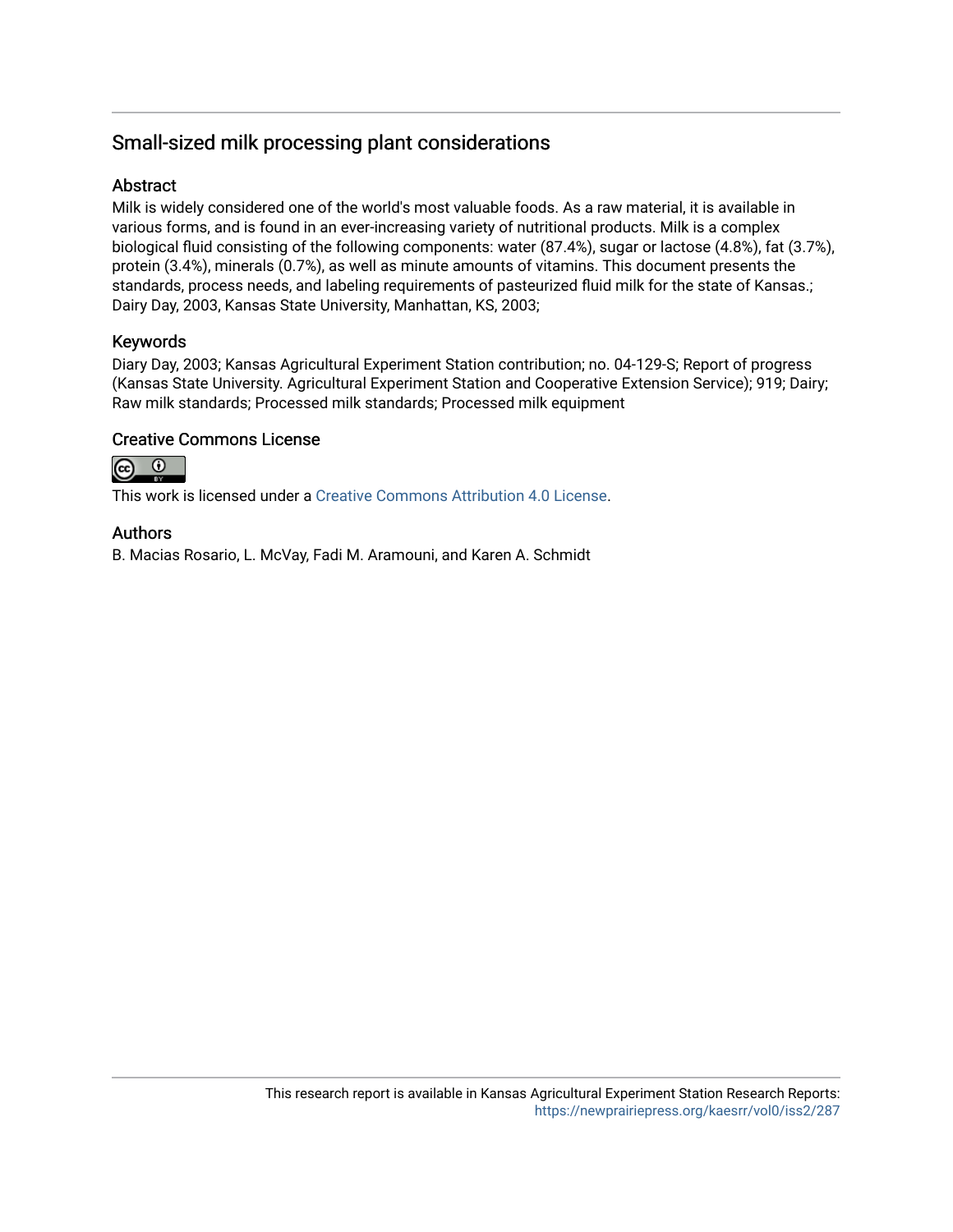## Small-sized milk processing plant considerations

### Abstract

Milk is widely considered one of the world's most valuable foods. As a raw material, it is available in various forms, and is found in an ever-increasing variety of nutritional products. Milk is a complex biological fluid consisting of the following components: water (87.4%), sugar or lactose (4.8%), fat (3.7%), protein (3.4%), minerals (0.7%), as well as minute amounts of vitamins. This document presents the standards, process needs, and labeling requirements of pasteurized fluid milk for the state of Kansas.; Dairy Day, 2003, Kansas State University, Manhattan, KS, 2003;

### Keywords

Diary Day, 2003; Kansas Agricultural Experiment Station contribution; no. 04-129-S; Report of progress (Kansas State University. Agricultural Experiment Station and Cooperative Extension Service); 919; Dairy; Raw milk standards; Processed milk standards; Processed milk equipment

### Creative Commons License

This work is licensed under a Creative Commons Attribution 4.0 License.

### Authors

B. Macias Rosario, L. McVay, Fadi M. Aramouni, and Karen A. Schmidt

This research report is available in Kansas Agricultural Experiment Station Research Reports: https://newprairiepress.org/kaesrr/vol0/iss2/287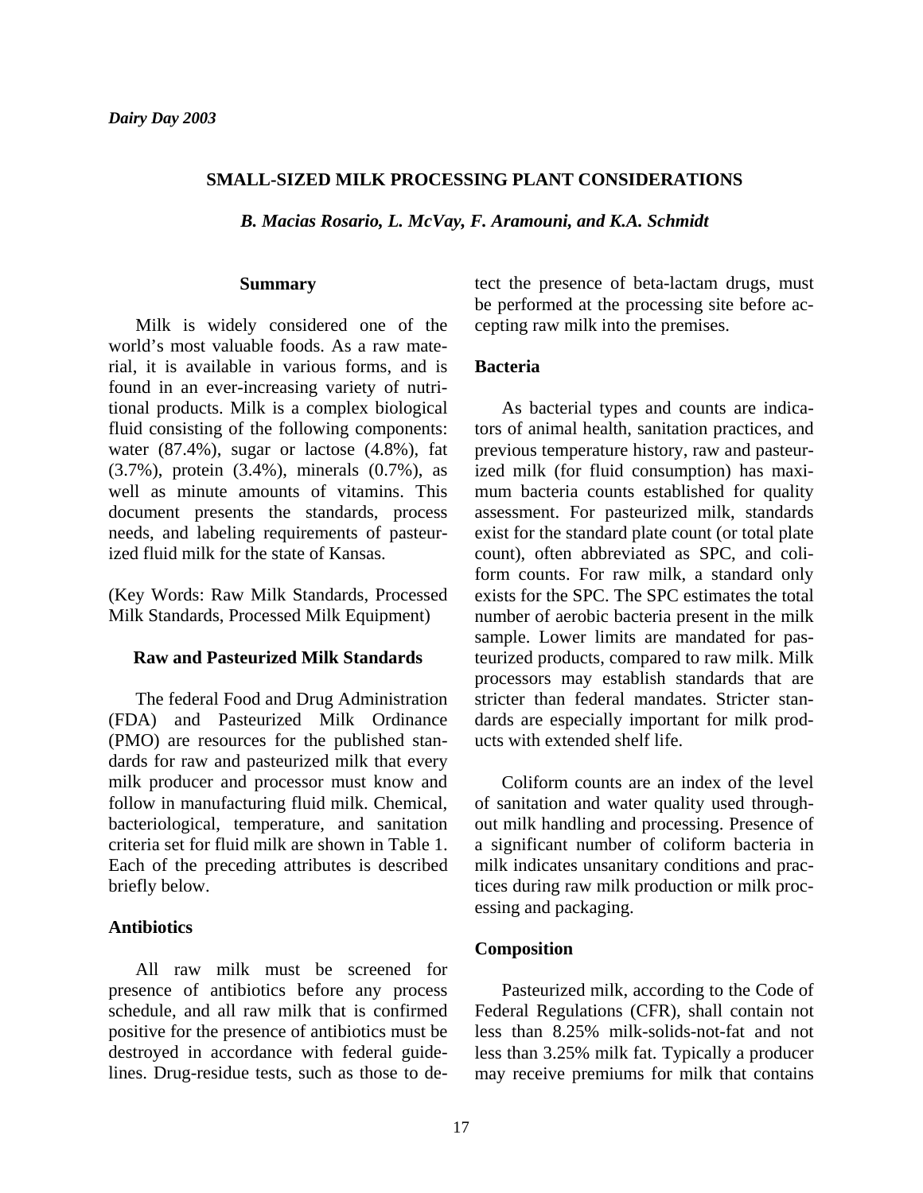*Dairy Day 2003*

# SMALL-SIZED MILK PROCESSING PLANT CONSIDERATIONS

***B. Macias Rosario, L. McVay, F. Aramouni, and K.A. Schmidt***

## Summary

Milk is widely considered one of the world's most valuable foods. As a raw material, it is available in various forms, and is found in an ever-increasing variety of nutritional products. Milk is a complex biological fluid consisting of the following components: water (87.4%), sugar or lactose (4.8%), fat (3.7%), protein (3.4%), minerals (0.7%), as well as minute amounts of vitamins. This document presents the standards, process needs, and labeling requirements of pasteurized fluid milk for the state of Kansas.

(Key Words: Raw Milk Standards, Processed Milk Standards, Processed Milk Equipment)

## Raw and Pasteurized Milk Standards

The federal Food and Drug Administration (FDA) and Pasteurized Milk Ordinance (PMO) are resources for the published standards for raw and pasteurized milk that every milk producer and processor must know and follow in manufacturing fluid milk. Chemical, bacteriological, temperature, and sanitation criteria set for fluid milk are shown in Table 1. Each of the preceding attributes is described briefly below.

### Antibiotics

All raw milk must be screened for presence of antibiotics before any process schedule, and all raw milk that is confirmed positive for the presence of antibiotics must be destroyed in accordance with federal guidelines. Drug-residue tests, such as those to detect the presence of beta-lactam drugs, must be performed at the processing site before accepting raw milk into the premises.

### Bacteria

As bacterial types and counts are indicators of animal health, sanitation practices, and previous temperature history, raw and pasteurized milk (for fluid consumption) has maximum bacteria counts established for quality assessment. For pasteurized milk, standards exist for the standard plate count (or total plate count), often abbreviated as SPC, and coliform counts. For raw milk, a standard only exists for the SPC. The SPC estimates the total number of aerobic bacteria present in the milk sample. Lower limits are mandated for pasteurized products, compared to raw milk. Milk processors may establish standards that are stricter than federal mandates. Stricter standards are especially important for milk products with extended shelf life.

Coliform counts are an index of the level of sanitation and water quality used throughout milk handling and processing. Presence of a significant number of coliform bacteria in milk indicates unsanitary conditions and practices during raw milk production or milk processing and packaging.

### Composition

Pasteurized milk, according to the Code of Federal Regulations (CFR), shall contain not less than 8.25% milk-solids-not-fat and not less than 3.25% milk fat. Typically a producer may receive premiums for milk that contains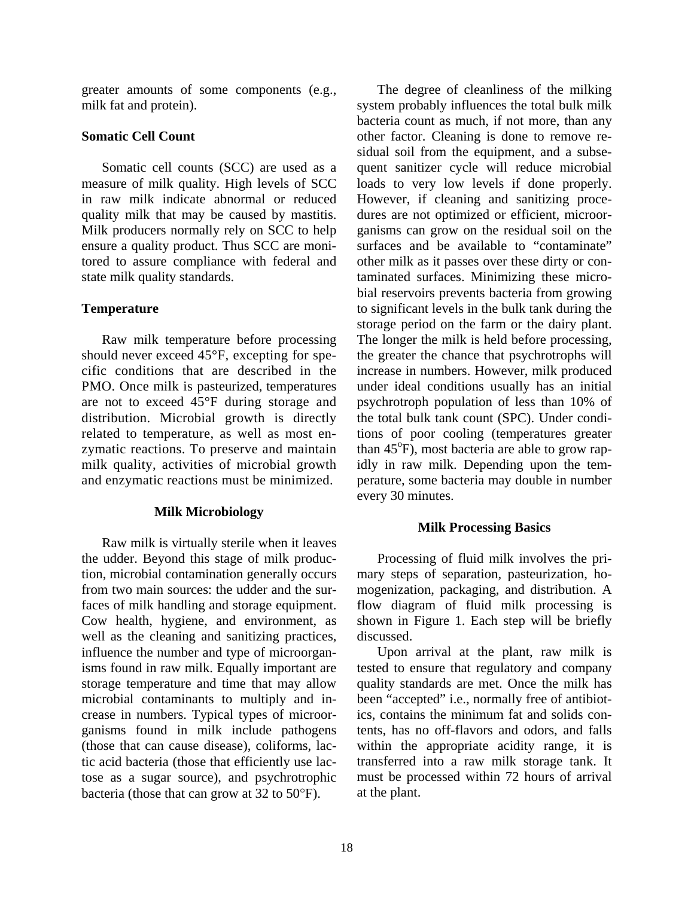greater amounts of some components (e.g., milk fat and protein).

### Somatic Cell Count

Somatic cell counts (SCC) are used as a measure of milk quality. High levels of SCC in raw milk indicate abnormal or reduced quality milk that may be caused by mastitis. Milk producers normally rely on SCC to help ensure a quality product. Thus SCC are monitored to assure compliance with federal and state milk quality standards.

### Temperature

Raw milk temperature before processing should never exceed 45°F, excepting for specific conditions that are described in the PMO. Once milk is pasteurized, temperatures are not to exceed 45°F during storage and distribution. Microbial growth is directly related to temperature, as well as most enzymatic reactions. To preserve and maintain milk quality, activities of microbial growth and enzymatic reactions must be minimized.

## Milk Microbiology

Raw milk is virtually sterile when it leaves the udder. Beyond this stage of milk production, microbial contamination generally occurs from two main sources: the udder and the surfaces of milk handling and storage equipment. Cow health, hygiene, and environment, as well as the cleaning and sanitizing practices, influence the number and type of microorganisms found in raw milk. Equally important are storage temperature and time that may allow microbial contaminants to multiply and increase in numbers. Typical types of microorganisms found in milk include pathogens (those that can cause disease), coliforms, lactic acid bacteria (those that efficiently use lactose as a sugar source), and psychrotrophic bacteria (those that can grow at 32 to 50°F).

The degree of cleanliness of the milking system probably influences the total bulk milk bacteria count as much, if not more, than any other factor. Cleaning is done to remove residual soil from the equipment, and a subsequent sanitizer cycle will reduce microbial loads to very low levels if done properly. However, if cleaning and sanitizing procedures are not optimized or efficient, microorganisms can grow on the residual soil on the surfaces and be available to "contaminate" other milk as it passes over these dirty or contaminated surfaces. Minimizing these microbial reservoirs prevents bacteria from growing to significant levels in the bulk tank during the storage period on the farm or the dairy plant. The longer the milk is held before processing, the greater the chance that psychrotrophs will increase in numbers. However, milk produced under ideal conditions usually has an initial psychrotroph population of less than 10% of the total bulk tank count (SPC). Under conditions of poor cooling (temperatures greater than 45°F), most bacteria are able to grow rapidly in raw milk. Depending upon the temperature, some bacteria may double in number every 30 minutes.

## Milk Processing Basics

Processing of fluid milk involves the primary steps of separation, pasteurization, homogenization, packaging, and distribution. A flow diagram of fluid milk processing is shown in Figure 1. Each step will be briefly discussed.

Upon arrival at the plant, raw milk is tested to ensure that regulatory and company quality standards are met. Once the milk has been "accepted" i.e., normally free of antibiotics, contains the minimum fat and solids contents, has no off-flavors and odors, and falls within the appropriate acidity range, it is transferred into a raw milk storage tank. It must be processed within 72 hours of arrival at the plant.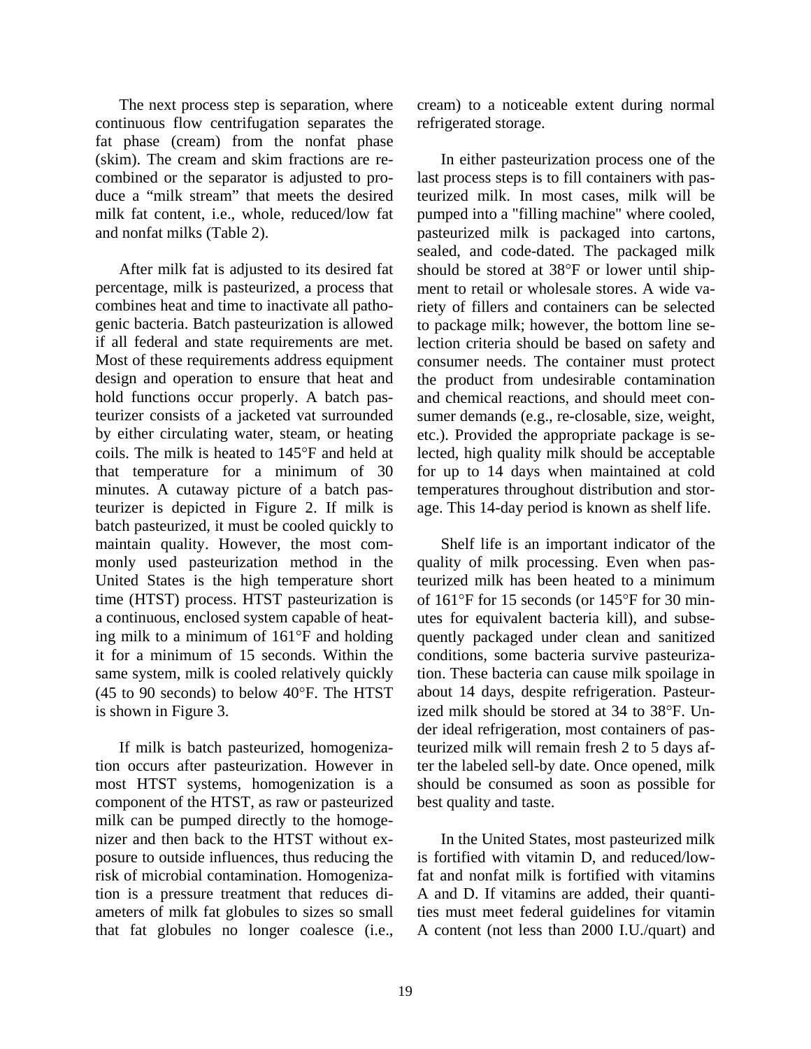The next process step is separation, where continuous flow centrifugation separates the fat phase (cream) from the nonfat phase (skim). The cream and skim fractions are recombined or the separator is adjusted to produce a "milk stream" that meets the desired milk fat content, i.e., whole, reduced/low fat and nonfat milks (Table 2).

After milk fat is adjusted to its desired fat percentage, milk is pasteurized, a process that combines heat and time to inactivate all pathogenic bacteria. Batch pasteurization is allowed if all federal and state requirements are met. Most of these requirements address equipment design and operation to ensure that heat and hold functions occur properly. A batch pasteurizer consists of a jacketed vat surrounded by either circulating water, steam, or heating coils. The milk is heated to 145°F and held at that temperature for a minimum of 30 minutes. A cutaway picture of a batch pasteurizer is depicted in Figure 2. If milk is batch pasteurized, it must be cooled quickly to maintain quality. However, the most commonly used pasteurization method in the United States is the high temperature short time (HTST) process. HTST pasteurization is a continuous, enclosed system capable of heating milk to a minimum of 161°F and holding it for a minimum of 15 seconds. Within the same system, milk is cooled relatively quickly (45 to 90 seconds) to below 40°F. The HTST is shown in Figure 3.

If milk is batch pasteurized, homogenization occurs after pasteurization. However in most HTST systems, homogenization is a component of the HTST, as raw or pasteurized milk can be pumped directly to the homogenizer and then back to the HTST without exposure to outside influences, thus reducing the risk of microbial contamination. Homogenization is a pressure treatment that reduces diameters of milk fat globules to sizes so small that fat globules no longer coalesce (i.e., cream) to a noticeable extent during normal refrigerated storage.

In either pasteurization process one of the last process steps is to fill containers with pasteurized milk. In most cases, milk will be pumped into a "filling machine" where cooled, pasteurized milk is packaged into cartons, sealed, and code-dated. The packaged milk should be stored at 38°F or lower until shipment to retail or wholesale stores. A wide variety of fillers and containers can be selected to package milk; however, the bottom line selection criteria should be based on safety and consumer needs. The container must protect the product from undesirable contamination and chemical reactions, and should meet consumer demands (e.g., re-closable, size, weight, etc.). Provided the appropriate package is selected, high quality milk should be acceptable for up to 14 days when maintained at cold temperatures throughout distribution and storage. This 14-day period is known as shelf life.

Shelf life is an important indicator of the quality of milk processing. Even when pasteurized milk has been heated to a minimum of 161°F for 15 seconds (or 145°F for 30 minutes for equivalent bacteria kill), and subsequently packaged under clean and sanitized conditions, some bacteria survive pasteurization. These bacteria can cause milk spoilage in about 14 days, despite refrigeration. Pasteurized milk should be stored at 34 to 38°F. Under ideal refrigeration, most containers of pasteurized milk will remain fresh 2 to 5 days after the labeled sell-by date. Once opened, milk should be consumed as soon as possible for best quality and taste.

In the United States, most pasteurized milk is fortified with vitamin D, and reduced/low-fat and nonfat milk is fortified with vitamins A and D. If vitamins are added, their quantities must meet federal guidelines for vitamin A content (not less than 2000 I.U./quart) and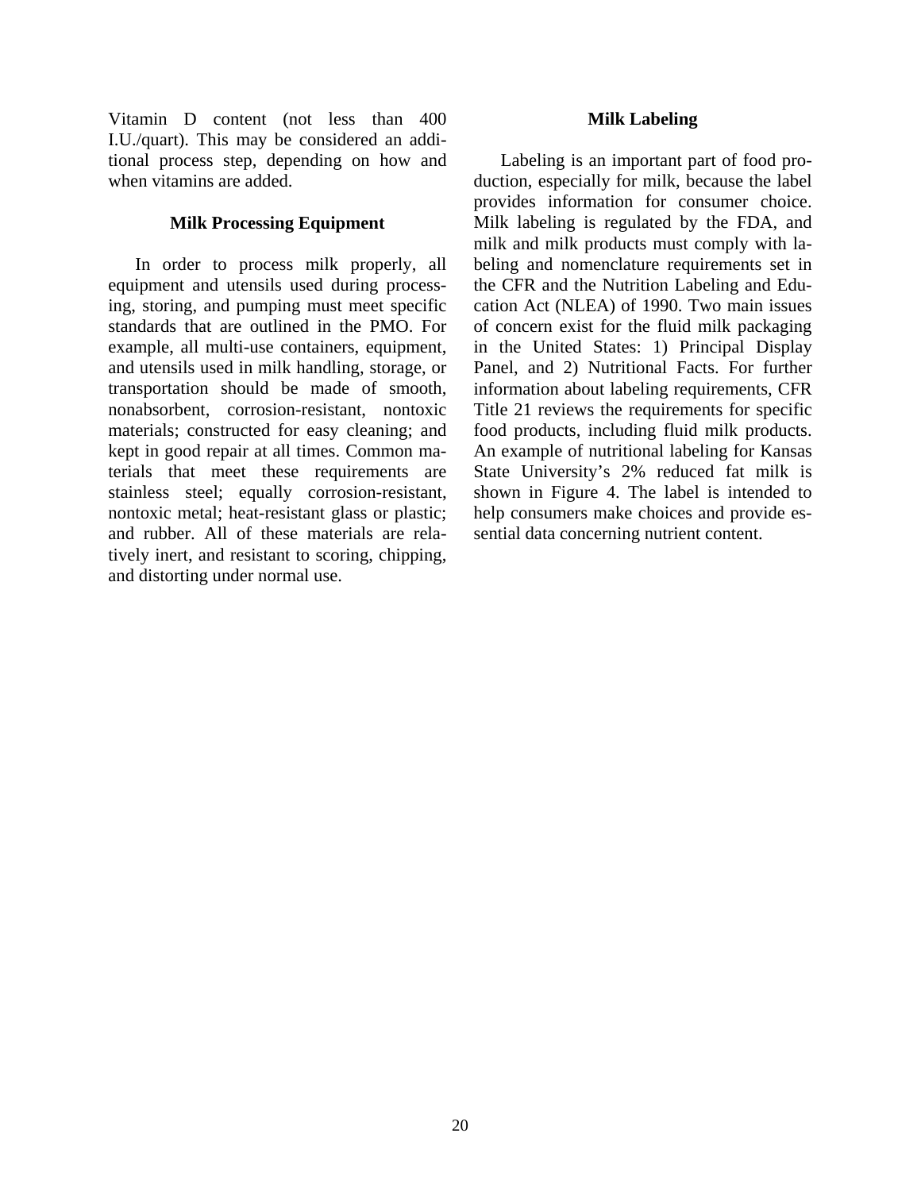Vitamin D content (not less than 400 I.U./quart). This may be considered an additional process step, depending on how and when vitamins are added.

## Milk Processing Equipment

In order to process milk properly, all equipment and utensils used during processing, storing, and pumping must meet specific standards that are outlined in the PMO. For example, all multi-use containers, equipment, and utensils used in milk handling, storage, or transportation should be made of smooth, nonabsorbent, corrosion-resistant, nontoxic materials; constructed for easy cleaning; and kept in good repair at all times. Common materials that meet these requirements are stainless steel; equally corrosion-resistant, nontoxic metal; heat-resistant glass or plastic; and rubber. All of these materials are relatively inert, and resistant to scoring, chipping, and distorting under normal use.

## Milk Labeling

Labeling is an important part of food production, especially for milk, because the label provides information for consumer choice. Milk labeling is regulated by the FDA, and milk and milk products must comply with labeling and nomenclature requirements set in the CFR and the Nutrition Labeling and Education Act (NLEA) of 1990. Two main issues of concern exist for the fluid milk packaging in the United States: 1) Principal Display Panel, and 2) Nutritional Facts. For further information about labeling requirements, CFR Title 21 reviews the requirements for specific food products, including fluid milk products. An example of nutritional labeling for Kansas State University's 2% reduced fat milk is shown in Figure 4. The label is intended to help consumers make choices and provide essential data concerning nutrient content.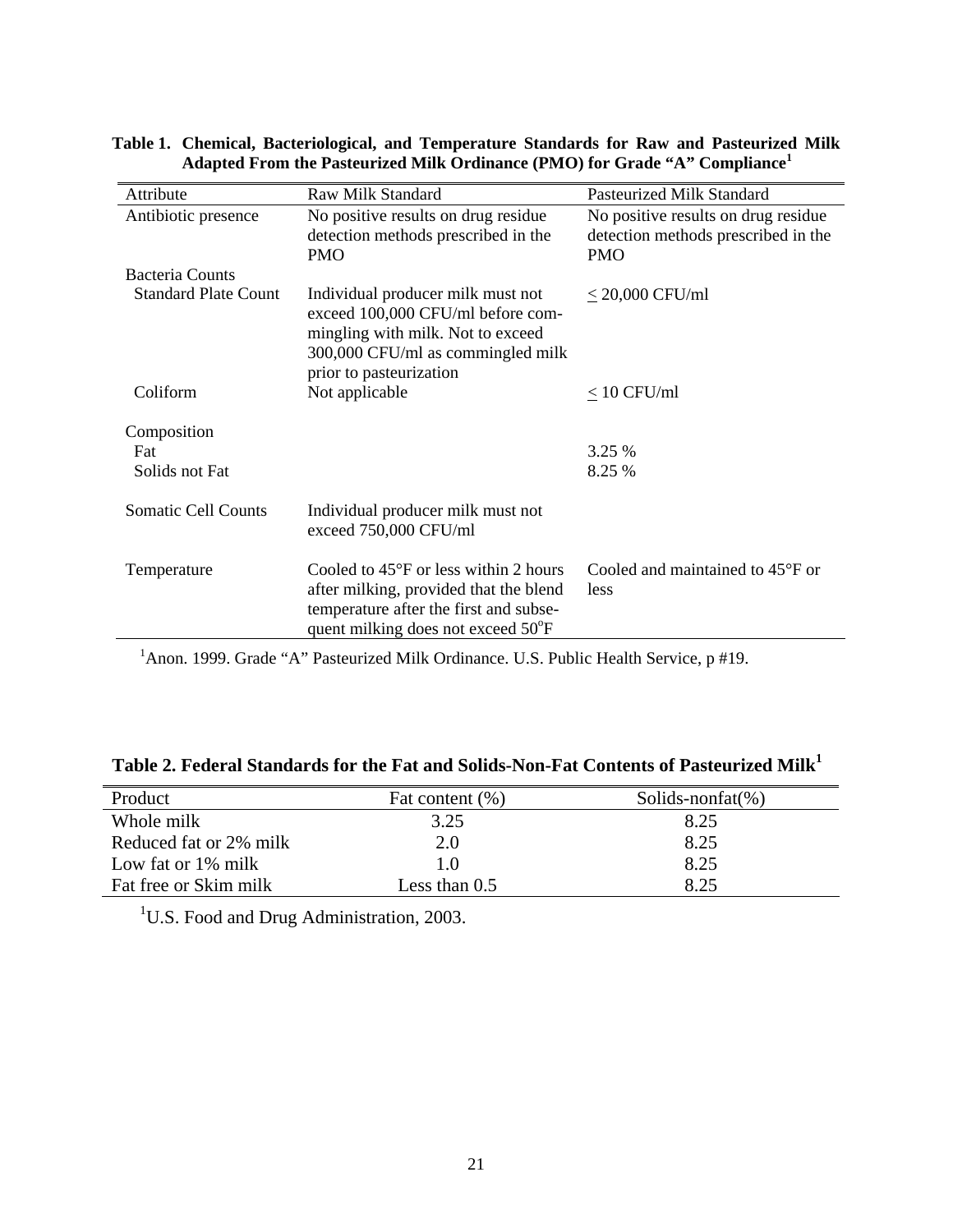**Table 1. Chemical, Bacteriological, and Temperature Standards for Raw and Pasteurized Milk Adapted From the Pasteurized Milk Ordinance (PMO) for Grade "A" Compliance[1]**

| Attribute | Raw Milk Standard | Pasteurized Milk Standard |
|---|---|---|
| Antibiotic presence | No positive results on drug residue detection methods prescribed in the PMO | No positive results on drug residue detection methods prescribed in the PMO |
| Bacteria Counts | | |
| Standard Plate Count | Individual producer milk must not exceed 100,000 CFU/ml before commingling with milk. Not to exceed 300,000 CFU/ml as commingled milk prior to pasteurization | $\leq$ 20,000 CFU/ml |
| Coliform | Not applicable | $\leq$ 10 CFU/ml |
| Composition | | |
| Fat | | 3.25 % |
| Solids not Fat | | 8.25 % |
| Somatic Cell Counts | Individual producer milk must not exceed 750,000 CFU/ml | |
| Temperature | Cooled to 45°F or less within 2 hours after milking, provided that the blend temperature after the first and subsequent milking does not exceed 50°F | Cooled and maintained to 45°F or less |

[1]Anon. 1999. Grade "A" Pasteurized Milk Ordinance. U.S. Public Health Service, p #19.

**Table 2. Federal Standards for the Fat and Solids-Non-Fat Contents of Pasteurized Milk[1]**

| Product | Fat content (%) | Solids-nonfat(%) |
|---|---|---|
| Whole milk | 3.25 | 8.25 |
| Reduced fat or 2% milk | 2.0 | 8.25 |
| Low fat or 1% milk | 1.0 | 8.25 |
| Fat free or Skim milk | Less than 0.5 | 8.25 |

[1]U.S. Food and Drug Administration, 2003.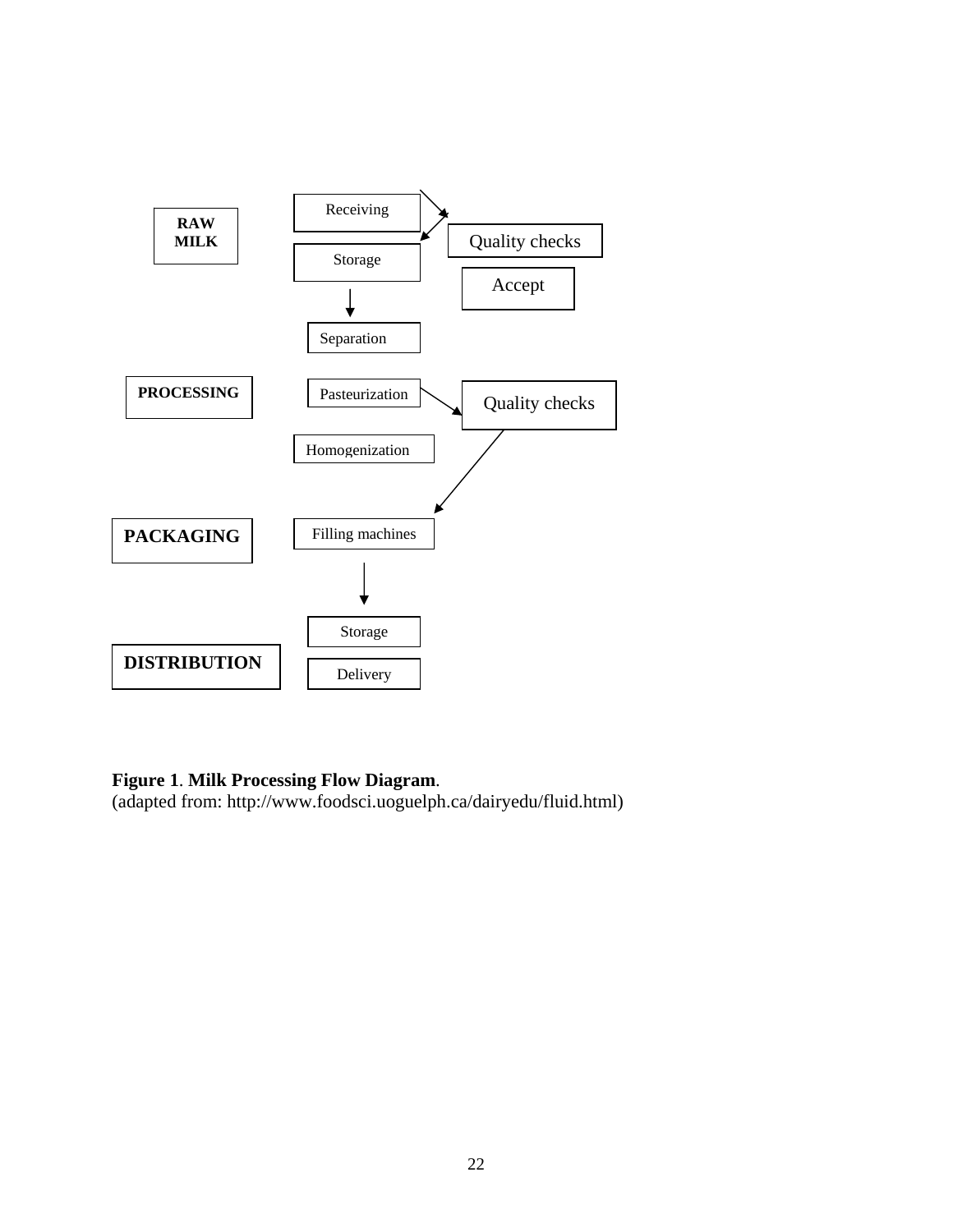RAW MILK

Receiving

Storage

Quality checks

Accept

Separation

PROCESSING

Pasteurization

Quality checks

Homogenization

PACKAGING

Filling machines

Storage

DISTRIBUTION

Delivery

**Figure 1**. **Milk Processing Flow Diagram**.
(adapted from: http://www.foodsci.uoguelph.ca/dairyedu/fluid.html)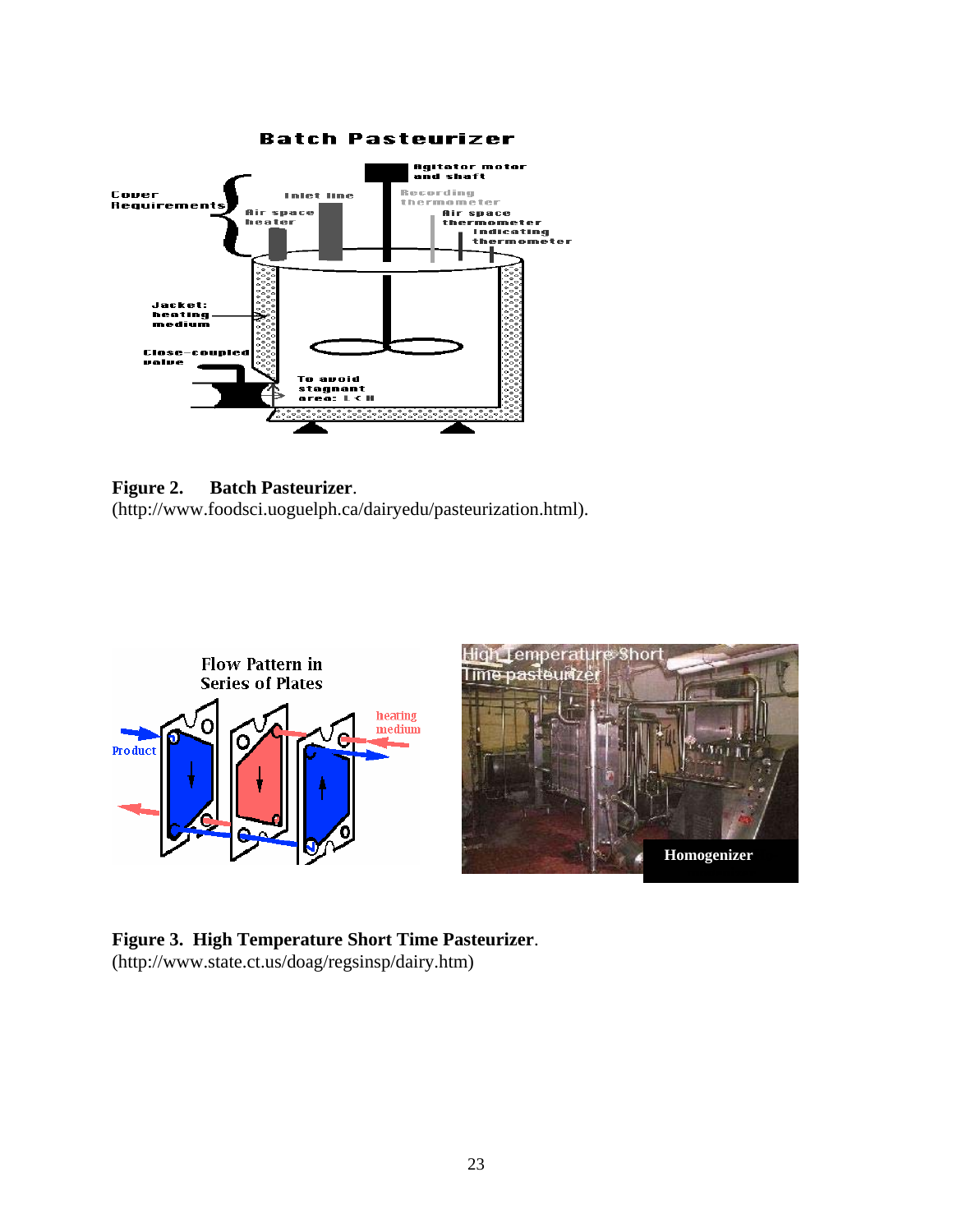**Figure 2. Batch Pasteurizer**.
(http://www.foodsci.uoguelph.ca/dairyedu/pasteurization.html).

**Figure 3. High Temperature Short Time Pasteurizer**.
(http://www.state.ct.us/doag/regsinsp/dairy.htm)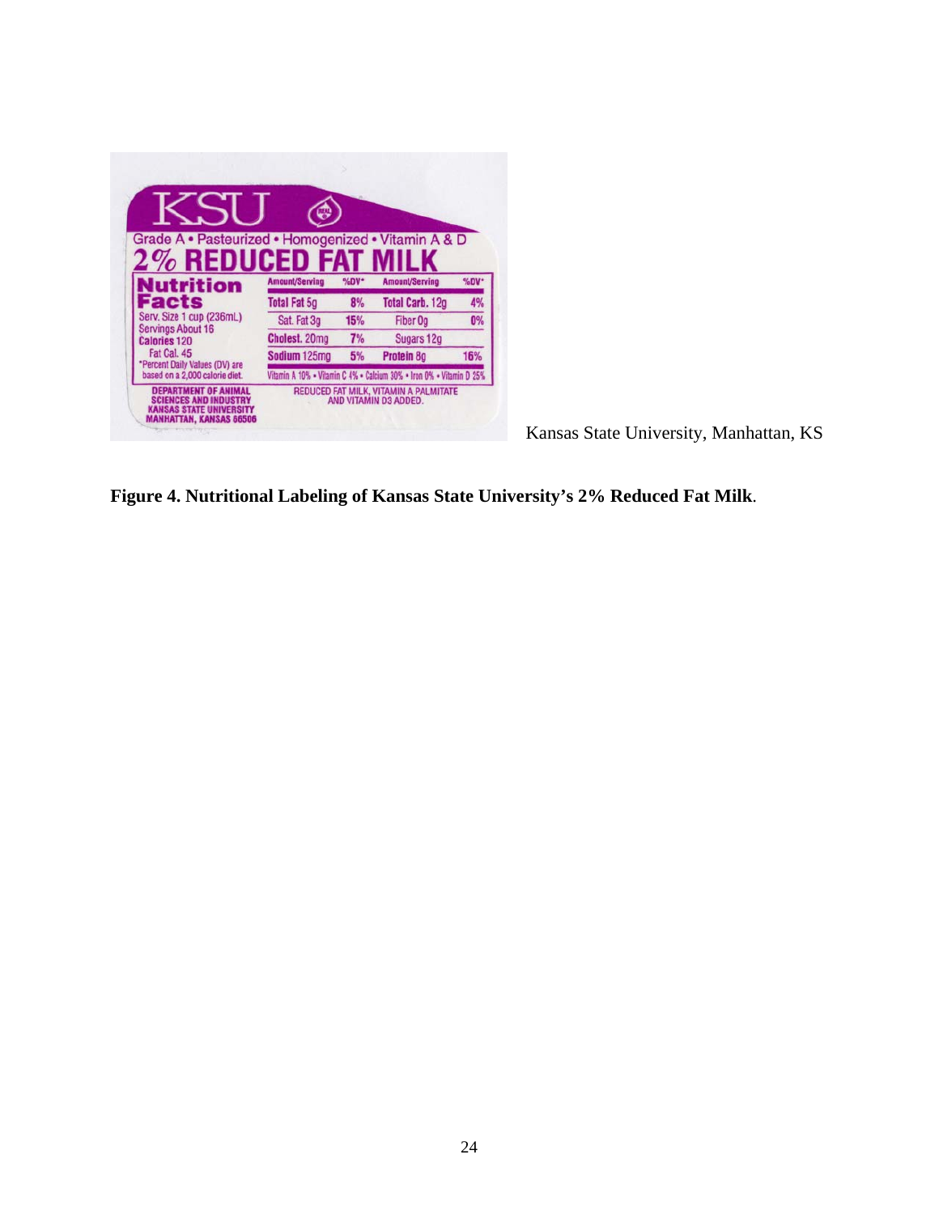KSU

Grade A • Pasteurized • Homogenized • Vitamin A & D

2% REDUCED FAT MILK

| Nutrition Facts | Amount/Serving | %DV* | Amount/Serving | %DV* |
|---|---|---|---|---|
| Serv. Size 1 cup (236mL) | Total Fat 5g | 8% | Total Carb. 12g | 4% |
| Servings About 16 | Sat. Fat 3g | 15% | Fiber 0g | 0% |
| Calories 120 | Cholest. 20mg | 7% | Sugars 12g | |
| Fat Cal. 45 | Sodium 125mg | 5% | Protein 8g | 16% |
| *Percent Daily Values (DV) are based on a 2,000 calorie diet. | Vitamin A 10% • Vitamin C 4% • Calcium 30% • Iron 0% • Vitamin D 25% | | | |

DEPARTMENT OF ANIMAL SCIENCES AND INDUSTRY
KANSAS STATE UNIVERSITY
MANHATTAN, KANSAS 66506

REDUCED FAT MILK, VITAMIN A PALMITATE AND VITAMIN D3 ADDED.

Kansas State University, Manhattan, KS

**Figure 4. Nutritional Labeling of Kansas State University's 2% Reduced Fat Milk**.